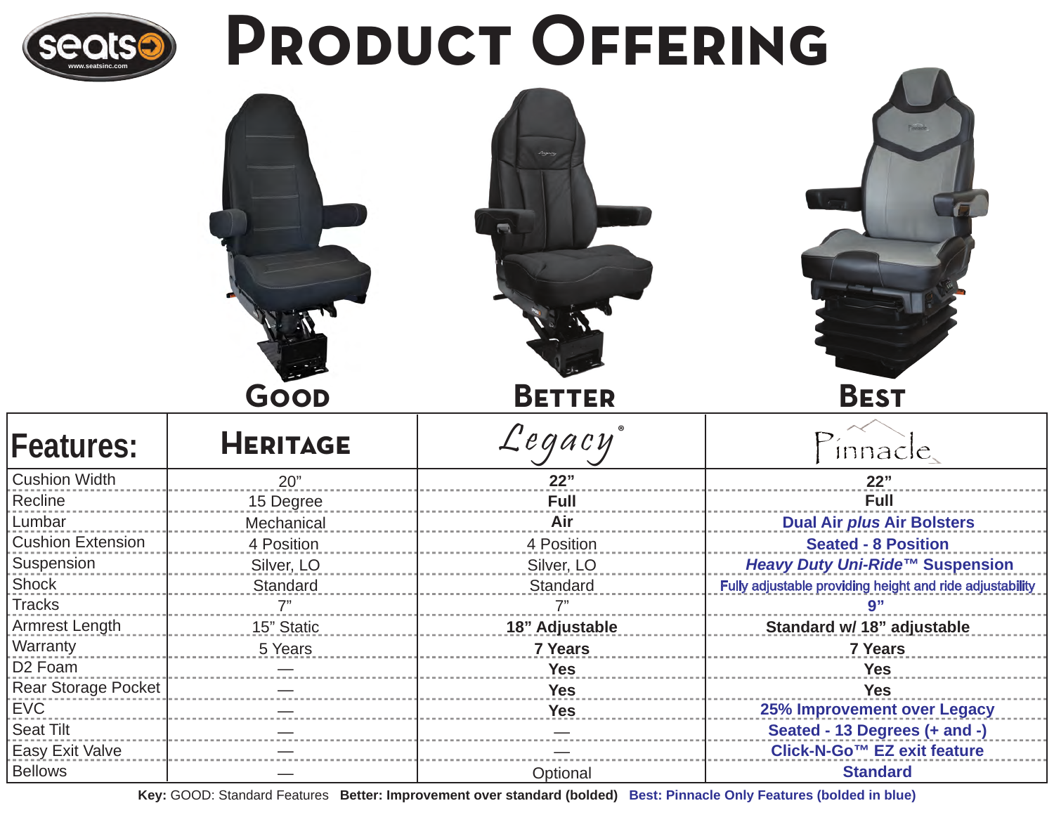# PRODUCT OFFERING

| Features: | GOOD<br>HERITAGE | BETTER<br>Legacy® | BEST<br>Pinnacle |
|---|---|---|---|
| Cushion Width | 20" | **22"** | **22"** |
| Recline | 15 Degree | **Full** | **Full** |
| Lumbar | Mechanical | **Air** | **Dual Air *plus* Air Bolsters** |
| Cushion Extension | 4 Position | 4 Position | **Seated - 8 Position** |
| Suspension | Silver, LO | Silver, LO | ***Heavy Duty Uni-Ride™* Suspension** |
| Shock | Standard | Standard | Fully adjustable providing height and ride adjustability |
| Tracks | 7" | 7" | **9"** |
| Armrest Length | 15" Static | **18" Adjustable** | **Standard w/ 18" adjustable** |
| Warranty | 5 Years | **7 Years** | **7 Years** |
| D2 Foam | — | **Yes** | **Yes** |
| Rear Storage Pocket | — | **Yes** | **Yes** |
| EVC | — | **Yes** | **25% Improvement over Legacy** |
| Seat Tilt | — | — | **Seated - 13 Degrees (+ and -)** |
| Easy Exit Valve | — | — | **Click-N-Go™ EZ exit feature** |
| Bellows | — | Optional | **Standard** |

**Key:** GOOD: Standard Features **Better: Improvement over standard (bolded)** **Best: Pinnacle Only Features (bolded in blue)**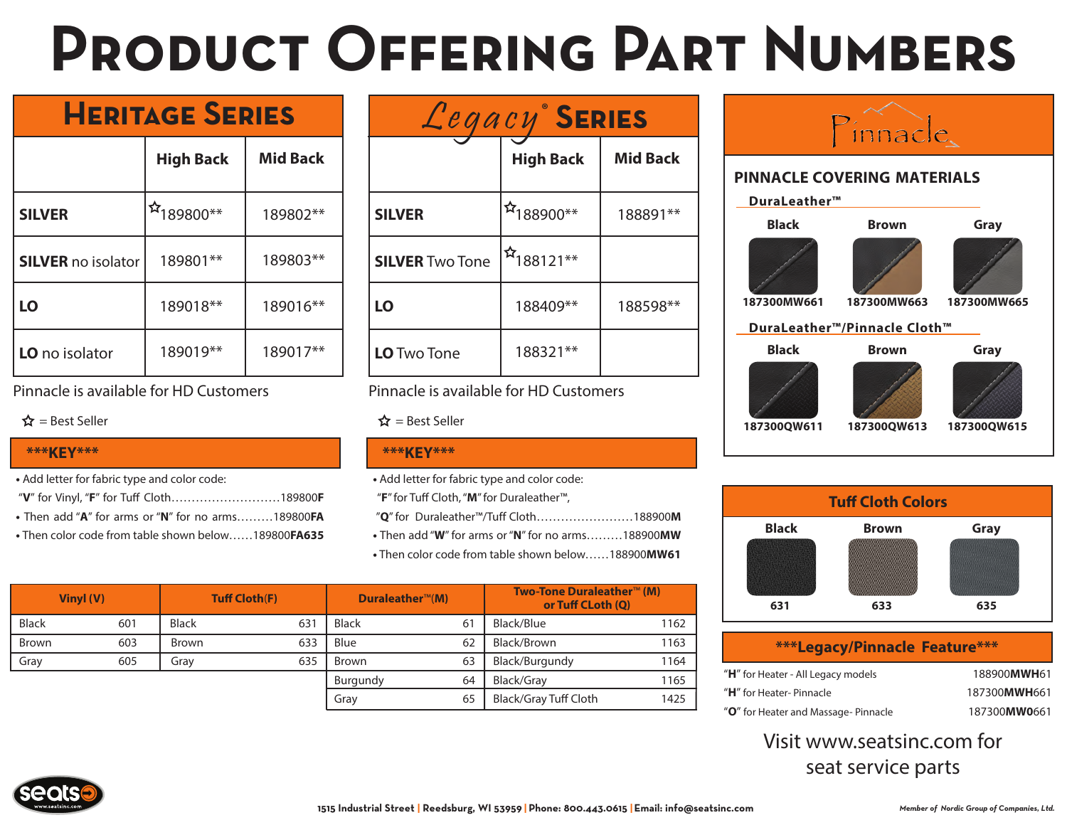# Product Offering Part Numbers

## Heritage Series

| | High Back | Mid Back |
|---|---|---|
| **SILVER** | ☆189800** | 189802** |
| **SILVER** no isolator | 189801** | 189803** |
| **LO** | 189018** | 189016** |
| **LO** no isolator | 189019** | 189017** |

Pinnacle is available for HD Customers

☆ = Best Seller

**\*\*\*KEY\*\*\***

- Add letter for fabric type and color code:
  "**V**" for Vinyl, "**F**" for Tuff Cloth..........................189800**F**
- Then add "**A**" for arms or "**N**" for no arms.........189800**FA**
- Then color code from table shown below......189800**FA635**

## Legacy® Series

| | High Back | Mid Back |
|---|---|---|
| **SILVER** | ☆188900** | 188891** |
| **SILVER** Two Tone | ☆188121** | |
| **LO** | 188409** | 188598** |
| **LO** Two Tone | 188321** | |

Pinnacle is available for HD Customers

☆ = Best Seller

**\*\*\*KEY\*\*\***

- Add letter for fabric type and color code:
  "**F**" for Tuff Cloth, "**M**" for Duraleather™,
  "**Q**" for Duraleather™/Tuff Cloth........................188900**M**
- Then add "**W**" for arms or "**N**" for no arms.........188900**MW**
- Then color code from table shown below......188900**MW61**

## Pinnacle

### PINNACLE COVERING MATERIALS

**DuraLeather™**

| Black | Brown | Gray |
|---|---|---|
| 187300MW661 | 187300MW663 | 187300MW665 |

**DuraLeather™/Pinnacle Cloth™**

| Black | Brown | Gray |
|---|---|---|
| 187300QW611 | 187300QW613 | 187300QW615 |

### Tuff Cloth Colors

| Black | Brown | Gray |
|---|---|---|
| 631 | 633 | 635 |

### \*\*\*Legacy/Pinnacle Feature\*\*\*

| | |
|---|---|
| "**H**" for Heater - All Legacy models | 188900**MWH**61 |
| "**H**" for Heater- Pinnacle | 187300**MWH**661 |
| "**O**" for Heater and Massage- Pinnacle | 187300**MW0**661 |

## Color Codes

| Vinyl (V) | | Tuff Cloth(F) | | Duraleather™(M) | | Two-Tone Duraleather™ (M) or Tuff CLoth (Q) | |
|---|---|---|---|---|---|---|---|
| Black | 601 | Black | 631 | Black | 61 | Black/Blue | 1162 |
| Brown | 603 | Brown | 633 | Blue | 62 | Black/Brown | 1163 |
| Gray | 605 | Gray | 635 | Brown | 63 | Black/Burgundy | 1164 |
| | | | | Burgundy | 64 | Black/Gray | 1165 |
| | | | | Gray | 65 | Black/Gray Tuff Cloth | 1425 |

Visit www.seatsinc.com for seat service parts

seats www.seatsinc.com

1515 Industrial Street | Reedsburg, WI 53959 | Phone: 800.443.0615 | Email: info@seatsinc.com

*Member of Nordic Group of Companies, Ltd.*